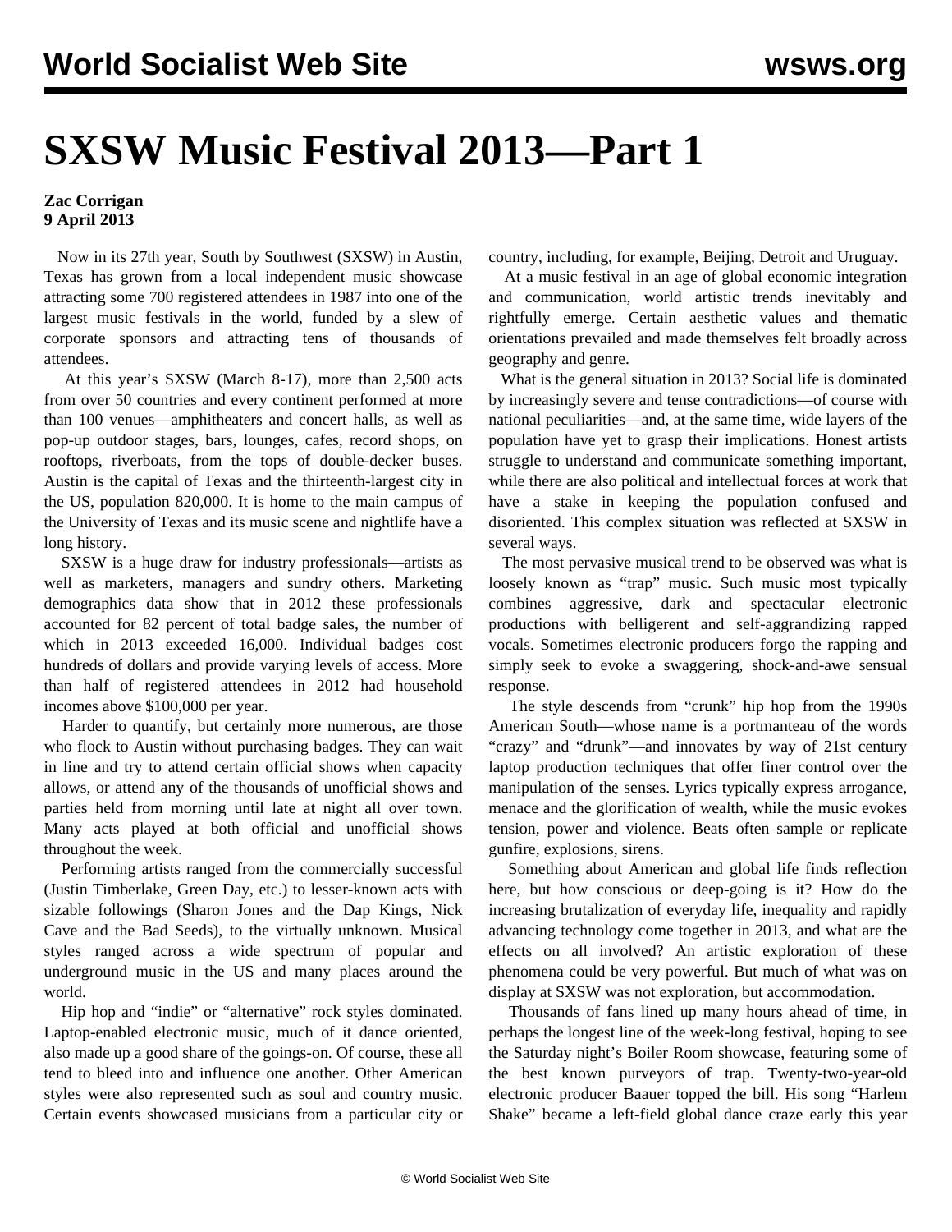# SXSW Music Festival 2013—Part 1

**Zac Corrigan**
**9 April 2013**

Now in its 27th year, South by Southwest (SXSW) in Austin, Texas has grown from a local independent music showcase attracting some 700 registered attendees in 1987 into one of the largest music festivals in the world, funded by a slew of corporate sponsors and attracting tens of thousands of attendees.

At this year's SXSW (March 8-17), more than 2,500 acts from over 50 countries and every continent performed at more than 100 venues—amphitheaters and concert halls, as well as pop-up outdoor stages, bars, lounges, cafes, record shops, on rooftops, riverboats, from the tops of double-decker buses. Austin is the capital of Texas and the thirteenth-largest city in the US, population 820,000. It is home to the main campus of the University of Texas and its music scene and nightlife have a long history.

SXSW is a huge draw for industry professionals—artists as well as marketers, managers and sundry others. Marketing demographics data show that in 2012 these professionals accounted for 82 percent of total badge sales, the number of which in 2013 exceeded 16,000. Individual badges cost hundreds of dollars and provide varying levels of access. More than half of registered attendees in 2012 had household incomes above $100,000 per year.

Harder to quantify, but certainly more numerous, are those who flock to Austin without purchasing badges. They can wait in line and try to attend certain official shows when capacity allows, or attend any of the thousands of unofficial shows and parties held from morning until late at night all over town. Many acts played at both official and unofficial shows throughout the week.

Performing artists ranged from the commercially successful (Justin Timberlake, Green Day, etc.) to lesser-known acts with sizable followings (Sharon Jones and the Dap Kings, Nick Cave and the Bad Seeds), to the virtually unknown. Musical styles ranged across a wide spectrum of popular and underground music in the US and many places around the world.

Hip hop and "indie" or "alternative" rock styles dominated. Laptop-enabled electronic music, much of it dance oriented, also made up a good share of the goings-on. Of course, these all tend to bleed into and influence one another. Other American styles were also represented such as soul and country music. Certain events showcased musicians from a particular city or country, including, for example, Beijing, Detroit and Uruguay.

At a music festival in an age of global economic integration and communication, world artistic trends inevitably and rightfully emerge. Certain aesthetic values and thematic orientations prevailed and made themselves felt broadly across geography and genre.

What is the general situation in 2013? Social life is dominated by increasingly severe and tense contradictions—of course with national peculiarities—and, at the same time, wide layers of the population have yet to grasp their implications. Honest artists struggle to understand and communicate something important, while there are also political and intellectual forces at work that have a stake in keeping the population confused and disoriented. This complex situation was reflected at SXSW in several ways.

The most pervasive musical trend to be observed was what is loosely known as "trap" music. Such music most typically combines aggressive, dark and spectacular electronic productions with belligerent and self-aggrandizing rapped vocals. Sometimes electronic producers forgo the rapping and simply seek to evoke a swaggering, shock-and-awe sensual response.

The style descends from "crunk" hip hop from the 1990s American South—whose name is a portmanteau of the words "crazy" and "drunk"—and innovates by way of 21st century laptop production techniques that offer finer control over the manipulation of the senses. Lyrics typically express arrogance, menace and the glorification of wealth, while the music evokes tension, power and violence. Beats often sample or replicate gunfire, explosions, sirens.

Something about American and global life finds reflection here, but how conscious or deep-going is it? How do the increasing brutalization of everyday life, inequality and rapidly advancing technology come together in 2013, and what are the effects on all involved? An artistic exploration of these phenomena could be very powerful. But much of what was on display at SXSW was not exploration, but accommodation.

Thousands of fans lined up many hours ahead of time, in perhaps the longest line of the week-long festival, hoping to see the Saturday night's Boiler Room showcase, featuring some of the best known purveyors of trap. Twenty-two-year-old electronic producer Baauer topped the bill. His song "Harlem Shake" became a left-field global dance craze early this year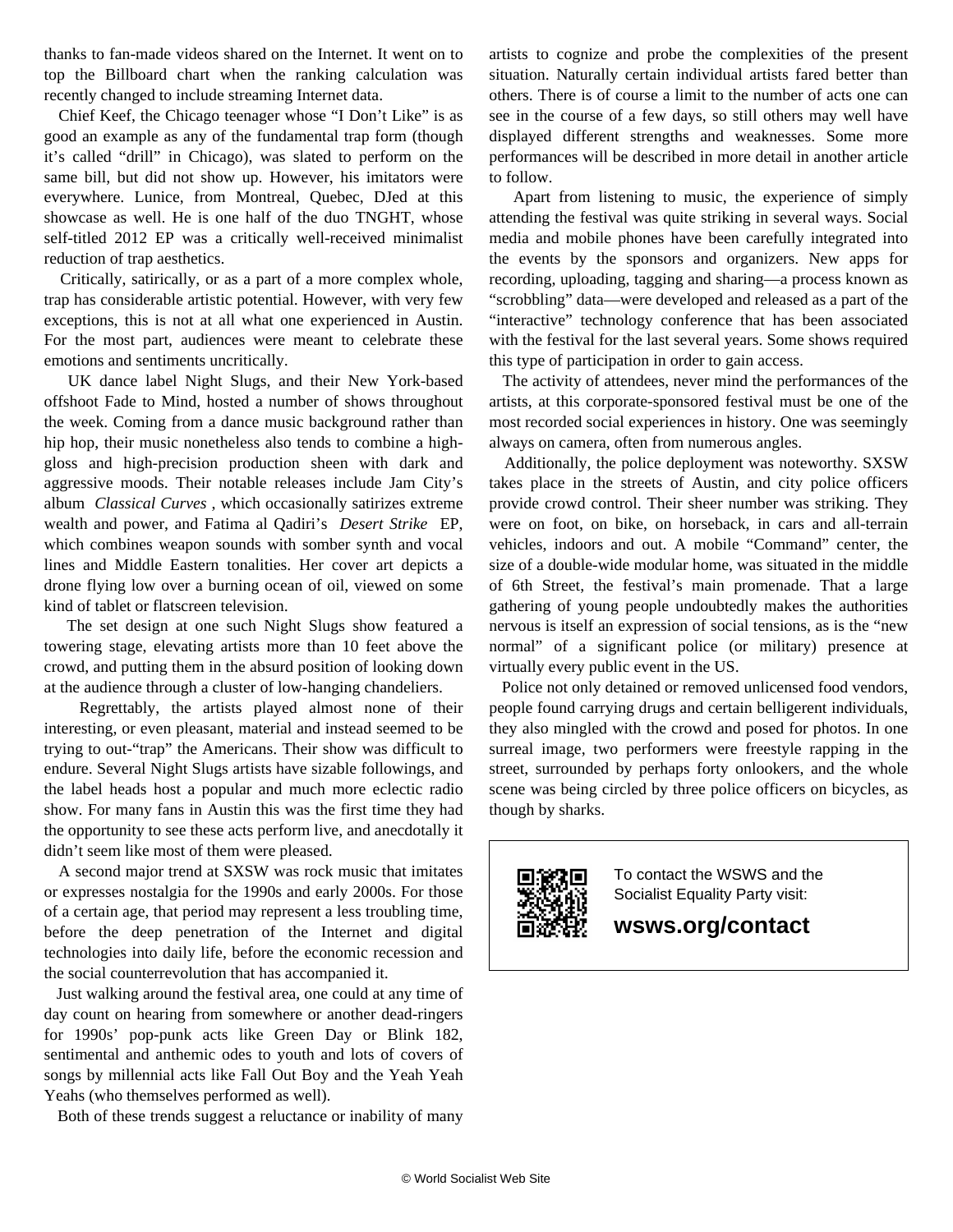thanks to fan-made videos shared on the Internet. It went on to top the Billboard chart when the ranking calculation was recently changed to include streaming Internet data.

Chief Keef, the Chicago teenager whose "I Don't Like" is as good an example as any of the fundamental trap form (though it's called "drill" in Chicago), was slated to perform on the same bill, but did not show up. However, his imitators were everywhere. Lunice, from Montreal, Quebec, DJed at this showcase as well. He is one half of the duo TNGHT, whose self-titled 2012 EP was a critically well-received minimalist reduction of trap aesthetics.

Critically, satirically, or as a part of a more complex whole, trap has considerable artistic potential. However, with very few exceptions, this is not at all what one experienced in Austin. For the most part, audiences were meant to celebrate these emotions and sentiments uncritically.

UK dance label Night Slugs, and their New York-based offshoot Fade to Mind, hosted a number of shows throughout the week. Coming from a dance music background rather than hip hop, their music nonetheless also tends to combine a high-gloss and high-precision production sheen with dark and aggressive moods. Their notable releases include Jam City's album *Classical Curves*, which occasionally satirizes extreme wealth and power, and Fatima al Qadiri's *Desert Strike* EP, which combines weapon sounds with somber synth and vocal lines and Middle Eastern tonalities. Her cover art depicts a drone flying low over a burning ocean of oil, viewed on some kind of tablet or flatscreen television.

The set design at one such Night Slugs show featured a towering stage, elevating artists more than 10 feet above the crowd, and putting them in the absurd position of looking down at the audience through a cluster of low-hanging chandeliers.

Regrettably, the artists played almost none of their interesting, or even pleasant, material and instead seemed to be trying to out-"trap" the Americans. Their show was difficult to endure. Several Night Slugs artists have sizable followings, and the label heads host a popular and much more eclectic radio show. For many fans in Austin this was the first time they had the opportunity to see these acts perform live, and anecdotally it didn't seem like most of them were pleased.

A second major trend at SXSW was rock music that imitates or expresses nostalgia for the 1990s and early 2000s. For those of a certain age, that period may represent a less troubling time, before the deep penetration of the Internet and digital technologies into daily life, before the economic recession and the social counterrevolution that has accompanied it.

Just walking around the festival area, one could at any time of day count on hearing from somewhere or another dead-ringers for 1990s' pop-punk acts like Green Day or Blink 182, sentimental and anthemic odes to youth and lots of covers of songs by millennial acts like Fall Out Boy and the Yeah Yeah Yeahs (who themselves performed as well).

Both of these trends suggest a reluctance or inability of many artists to cognize and probe the complexities of the present situation. Naturally certain individual artists fared better than others. There is of course a limit to the number of acts one can see in the course of a few days, so still others may well have displayed different strengths and weaknesses. Some more performances will be described in more detail in another article to follow.

Apart from listening to music, the experience of simply attending the festival was quite striking in several ways. Social media and mobile phones have been carefully integrated into the events by the sponsors and organizers. New apps for recording, uploading, tagging and sharing—a process known as "scrobbling" data—were developed and released as a part of the "interactive" technology conference that has been associated with the festival for the last several years. Some shows required this type of participation in order to gain access.

The activity of attendees, never mind the performances of the artists, at this corporate-sponsored festival must be one of the most recorded social experiences in history. One was seemingly always on camera, often from numerous angles.

Additionally, the police deployment was noteworthy. SXSW takes place in the streets of Austin, and city police officers provide crowd control. Their sheer number was striking. They were on foot, on bike, on horseback, in cars and all-terrain vehicles, indoors and out. A mobile "Command" center, the size of a double-wide modular home, was situated in the middle of 6th Street, the festival's main promenade. That a large gathering of young people undoubtedly makes the authorities nervous is itself an expression of social tensions, as is the "new normal" of a significant police (or military) presence at virtually every public event in the US.

Police not only detained or removed unlicensed food vendors, people found carrying drugs and certain belligerent individuals, they also mingled with the crowd and posed for photos. In one surreal image, two performers were freestyle rapping in the street, surrounded by perhaps forty onlookers, and the whole scene was being circled by three police officers on bicycles, as though by sharks.

To contact the WSWS and the Socialist Equality Party visit:

**wsws.org/contact**